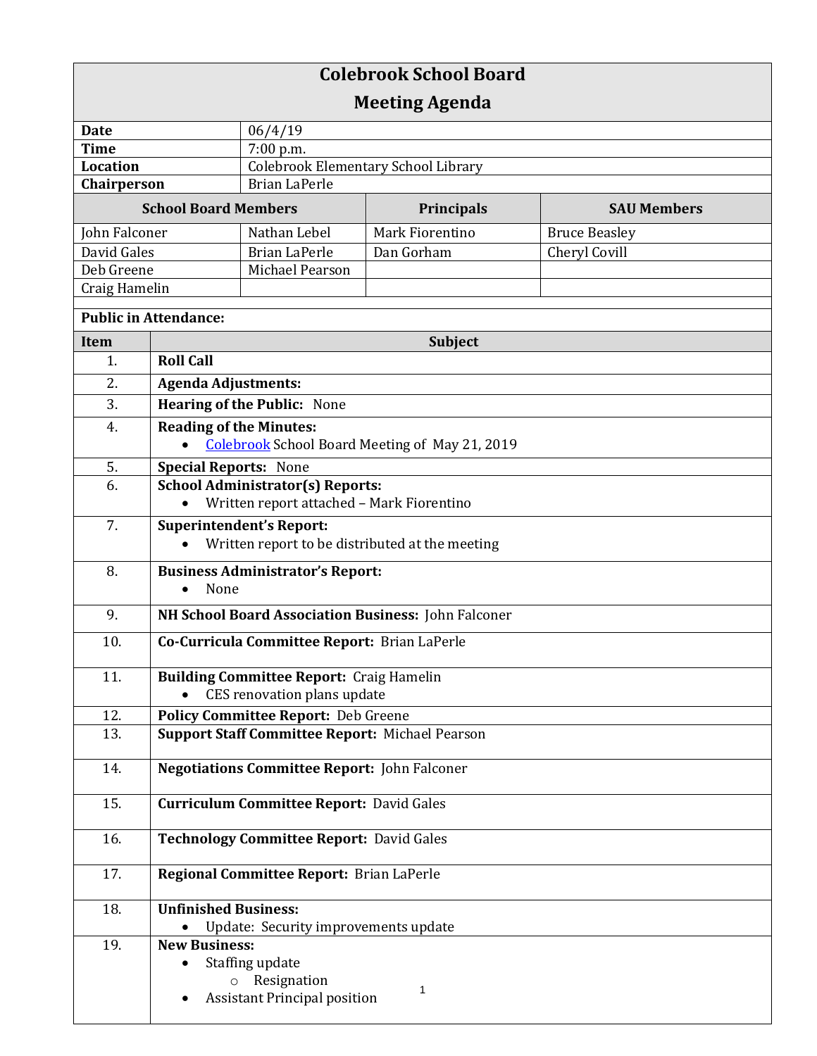# Colebrook School Board
## Meeting Agenda

| | |
|---|---|
| **Date** | 06/4/19 |
| **Time** | 7:00 p.m. |
| **Location** | Colebrook Elementary School Library |
| **Chairperson** | Brian LaPerle |

| School Board Members | | Principals | SAU Members |
|---|---|---|---|
| John Falconer | Nathan Lebel | Mark Fiorentino | Bruce Beasley |
| David Gales | Brian LaPerle | Dan Gorham | Cheryl Covill |
| Deb Greene | Michael Pearson | | |
| Craig Hamelin | | | |

**Public in Attendance:**

| Item | Subject |
|---|---|
| 1. | **Roll Call** |
| 2. | **Agenda Adjustments:** |
| 3. | **Hearing of the Public:** None |
| 4. | **Reading of the Minutes:**<br>• Colebrook School Board Meeting of May 21, 2019 |
| 5. | **Special Reports:** None |
| 6. | **School Administrator(s) Reports:**<br>• Written report attached – Mark Fiorentino |
| 7. | **Superintendent's Report:**<br>• Written report to be distributed at the meeting |
| 8. | **Business Administrator's Report:**<br>• None |
| 9. | **NH School Board Association Business:** John Falconer |
| 10. | **Co-Curricula Committee Report:** Brian LaPerle |
| 11. | **Building Committee Report:** Craig Hamelin<br>• CES renovation plans update |
| 12. | **Policy Committee Report:** Deb Greene |
| 13. | **Support Staff Committee Report:** Michael Pearson |
| 14. | **Negotiations Committee Report:** John Falconer |
| 15. | **Curriculum Committee Report:** David Gales |
| 16. | **Technology Committee Report:** David Gales |
| 17. | **Regional Committee Report:** Brian LaPerle |
| 18. | **Unfinished Business:**<br>• Update: Security improvements update |
| 19. | **New Business:**<br>• Staffing update<br>&nbsp;&nbsp;&nbsp;&nbsp;○ Resignation<br>• Assistant Principal position |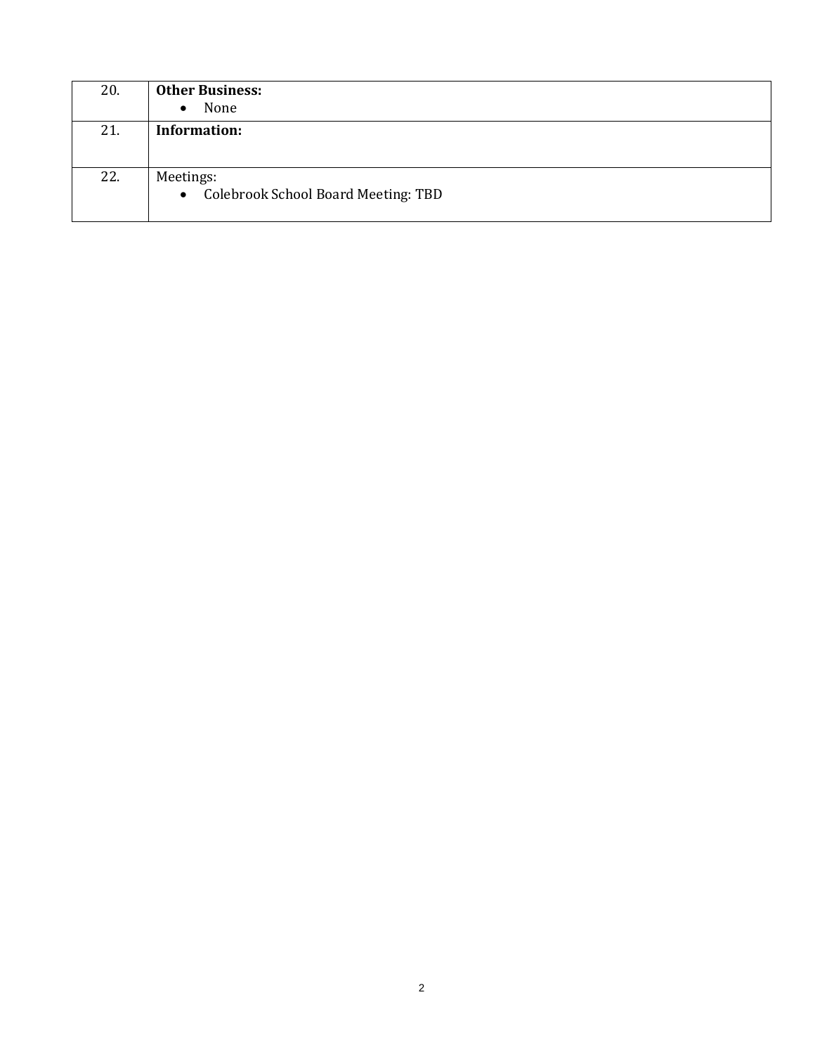| | |
|---|---|
| 20. | **Other Business:**<br>• None |
| 21. | **Information:** |
| 22. | Meetings:<br>• Colebrook School Board Meeting: TBD |